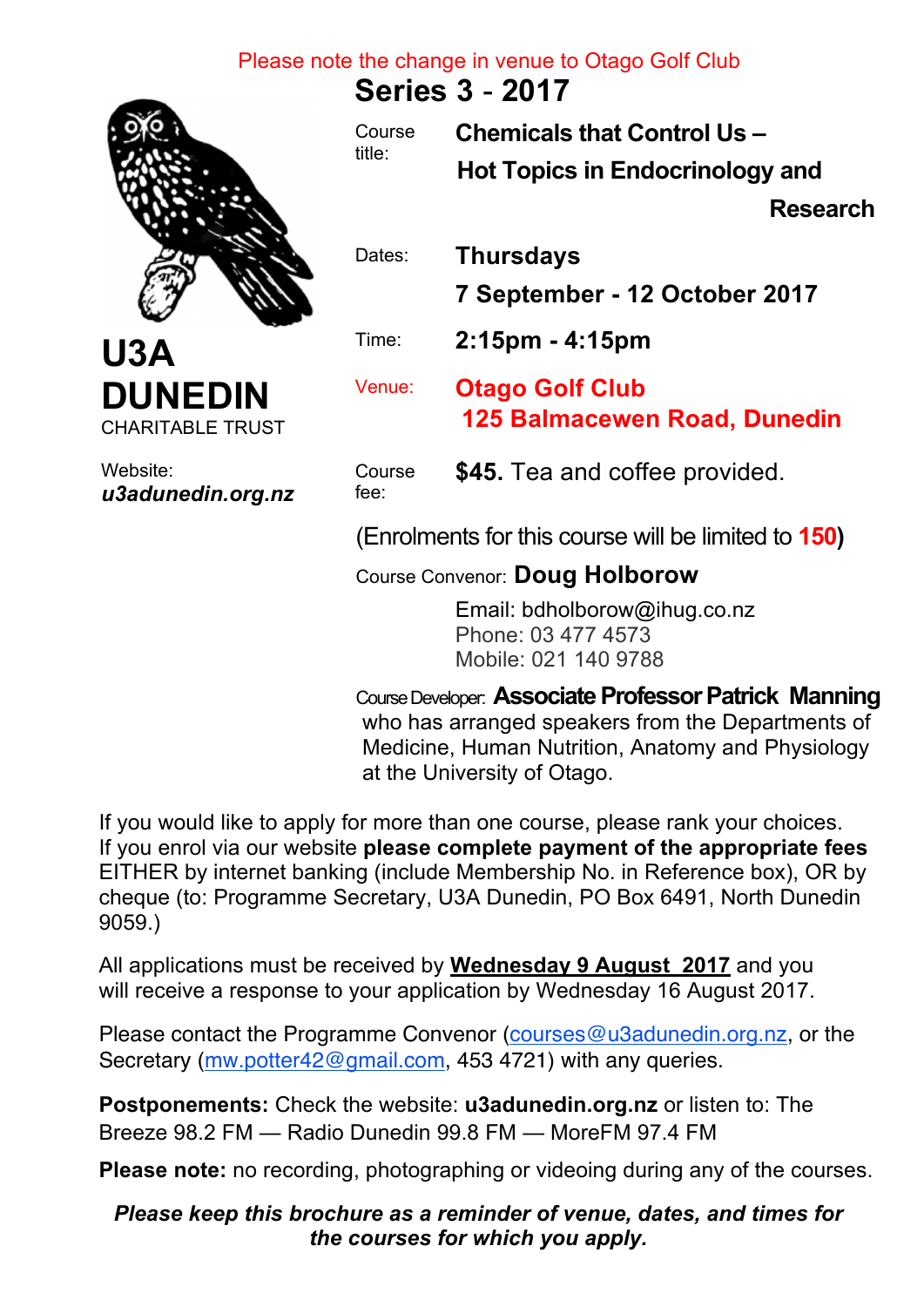Please note the change in venue to Otago Golf Club

# Series 3 - 2017

# U3A DUNEDIN

CHARITABLE TRUST

Website:
***u3adunedin.org.nz***

Course title: **Chemicals that Control Us – Hot Topics in Endocrinology and Research**

Dates: **Thursdays**
**7 September - 12 October 2017**

Time: **2:15pm - 4:15pm**

Venue: **Otago Golf Club**
**125 Balmacewen Road, Dunedin**

Course fee: **$45.** Tea and coffee provided.

(Enrolments for this course will be limited to **150**)

Course Convenor: **Doug Holborow**

Email: bdholborow@ihug.co.nz
Phone: 03 477 4573
Mobile: 021 140 9788

Course Developer: **Associate Professor Patrick Manning** who has arranged speakers from the Departments of Medicine, Human Nutrition, Anatomy and Physiology at the University of Otago.

If you would like to apply for more than one course, please rank your choices. If you enrol via our website **please complete payment of the appropriate fees** EITHER by internet banking (include Membership No. in Reference box), OR by cheque (to: Programme Secretary, U3A Dunedin, PO Box 6491, North Dunedin 9059.)

All applications must be received by **Wednesday 9 August 2017** and you will receive a response to your application by Wednesday 16 August 2017.

Please contact the Programme Convenor (courses@u3adunedin.org.nz, or the Secretary (mw.potter42@gmail.com, 453 4721) with any queries.

**Postponements:** Check the website: **u3adunedin.org.nz** or listen to: The Breeze 98.2 FM — Radio Dunedin 99.8 FM — MoreFM 97.4 FM

**Please note:** no recording, photographing or videoing during any of the courses.

***Please keep this brochure as a reminder of venue, dates, and times for the courses for which you apply.***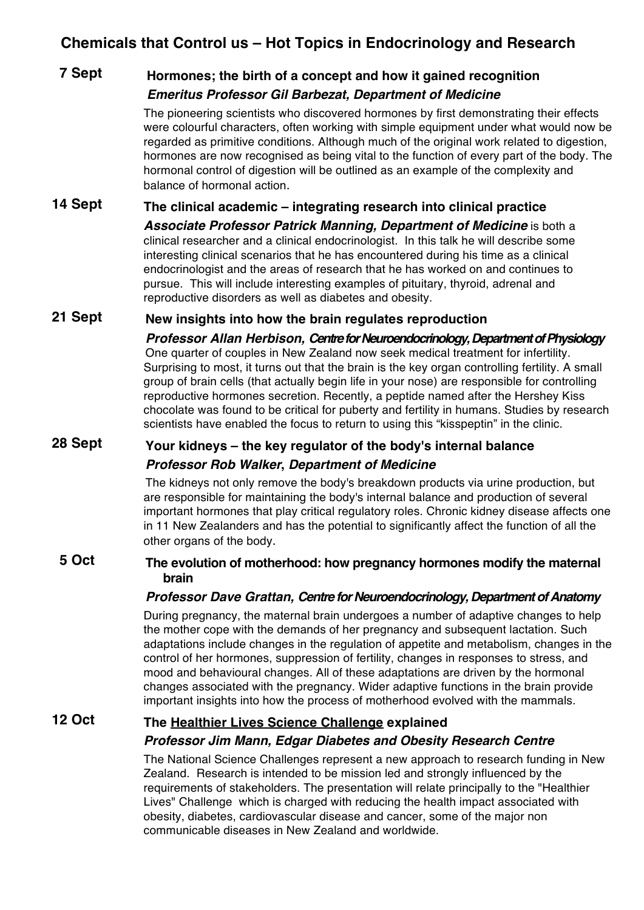# Chemicals that Control us – Hot Topics in Endocrinology and Research

## 7 Sept

**Hormones; the birth of a concept and how it gained recognition**

***Emeritus Professor Gil Barbezat, Department of Medicine***

The pioneering scientists who discovered hormones by first demonstrating their effects were colourful characters, often working with simple equipment under what would now be regarded as primitive conditions. Although much of the original work related to digestion, hormones are now recognised as being vital to the function of every part of the body. The hormonal control of digestion will be outlined as an example of the complexity and balance of hormonal action.

## 14 Sept

**The clinical academic – integrating research into clinical practice**

***Associate Professor Patrick Manning, Department of Medicine*** is both a clinical researcher and a clinical endocrinologist. In this talk he will describe some interesting clinical scenarios that he has encountered during his time as a clinical endocrinologist and the areas of research that he has worked on and continues to pursue. This will include interesting examples of pituitary, thyroid, adrenal and reproductive disorders as well as diabetes and obesity.

## 21 Sept

**New insights into how the brain regulates reproduction**

***Professor Allan Herbison, Centre for Neuroendocrinology, Department of Physiology***

One quarter of couples in New Zealand now seek medical treatment for infertility. Surprising to most, it turns out that the brain is the key organ controlling fertility. A small group of brain cells (that actually begin life in your nose) are responsible for controlling reproductive hormones secretion. Recently, a peptide named after the Hershey Kiss chocolate was found to be critical for puberty and fertility in humans. Studies by research scientists have enabled the focus to return to using this "kisspeptin" in the clinic.

## 28 Sept

**Your kidneys – the key regulator of the body's internal balance**

***Professor Rob Walker, Department of Medicine***

The kidneys not only remove the body's breakdown products via urine production, but are responsible for maintaining the body's internal balance and production of several important hormones that play critical regulatory roles. Chronic kidney disease affects one in 11 New Zealanders and has the potential to significantly affect the function of all the other organs of the body.

## 5 Oct

**The evolution of motherhood: how pregnancy hormones modify the maternal brain**

***Professor Dave Grattan, Centre for Neuroendocrinology, Department of Anatomy***

During pregnancy, the maternal brain undergoes a number of adaptive changes to help the mother cope with the demands of her pregnancy and subsequent lactation. Such adaptations include changes in the regulation of appetite and metabolism, changes in the control of her hormones, suppression of fertility, changes in responses to stress, and mood and behavioural changes. All of these adaptations are driven by the hormonal changes associated with the pregnancy. Wider adaptive functions in the brain provide important insights into how the process of motherhood evolved with the mammals.

## 12 Oct

**The Healthier Lives Science Challenge explained**

***Professor Jim Mann, Edgar Diabetes and Obesity Research Centre***

The National Science Challenges represent a new approach to research funding in New Zealand. Research is intended to be mission led and strongly influenced by the requirements of stakeholders. The presentation will relate principally to the "Healthier Lives" Challenge which is charged with reducing the health impact associated with obesity, diabetes, cardiovascular disease and cancer, some of the major non communicable diseases in New Zealand and worldwide.